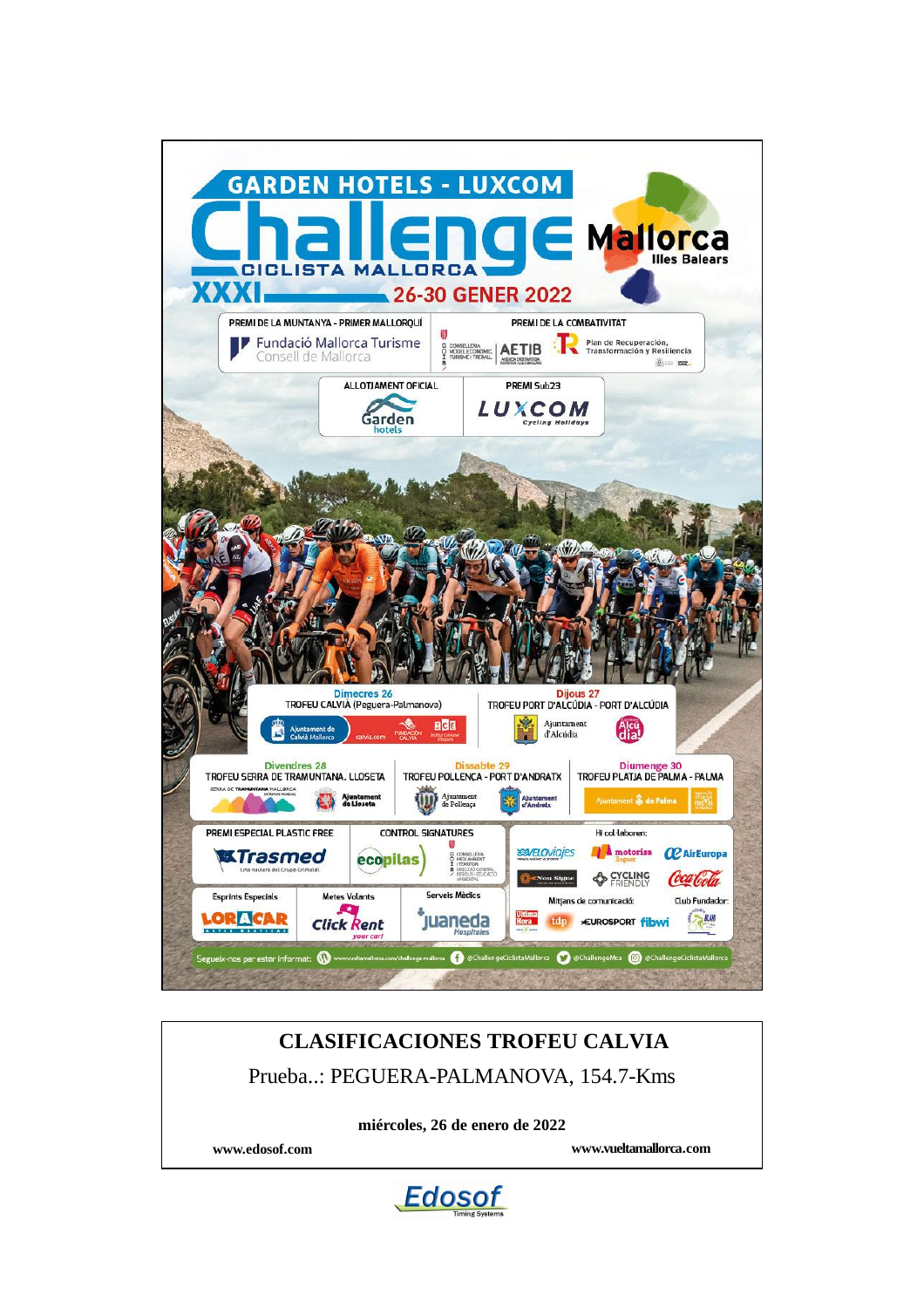GARDEN HOTELS - LUXCOM

# Challenge Ciclista Mallorca

XXXI 26-30 GENER 2022

Mallorca Illes Balears

PREMI DE LA MUNTANYA - PRIMER MALLORQUÍ

Fundació Mallorca Turisme Consell de Mallorca

PREMI DE LA COMBATIVITAT

AETIB

Plan de Recuperación, Transformación y Resiliencia

ALLOTJAMENT OFICIAL

Garden hotels

PREMI Sub23

LUXCOM Cycling Holidays

Dimecres 26
TROFEU CALVIÀ (Peguera-Palmanova)

Dijous 27
TROFEU PORT D'ALCÚDIA - PORT D'ALCÚDIA

Divendres 28
TROFEU SERRA DE TRAMUNTANA. LLOSETA

Dissabte 29
TROFEU POLLENÇA - PORT D'ANDRATX

Diumenge 30
TROFEU PLATJA DE PALMA - PALMA

PREMI ESPECIAL PLASTIC FREE

Trasmed

CONTROL SIGNATURES

ecopilas

Hi col·laboren:

VELOviajes, motorisa lloguer, AirEuropa, CYCLING FRIENDLY, Coca-Cola

Esprints Especials

LORACAR

Metes Volants

Click Rent

Serveis Mèdics

juaneda Hospitales

Mitjans de comunicació:

Última Hora, tdp, EUROSPORT, fibwi

Club Fundador:

Segueix-nos per estar informat: www.vueltamallorca.com/challenge-mallorca @ChallengeCiclistaMallorca @ChallengeMca @ChallengeCiclistaMallorca

## CLASIFICACIONES TROFEU CALVIA

Prueba..: PEGUERA-PALMANOVA, 154.7-Kms

**miércoles, 26 de enero de 2022**

**www.edosof.com** **www.vueltamallorca.com**

Edosof Timing Systems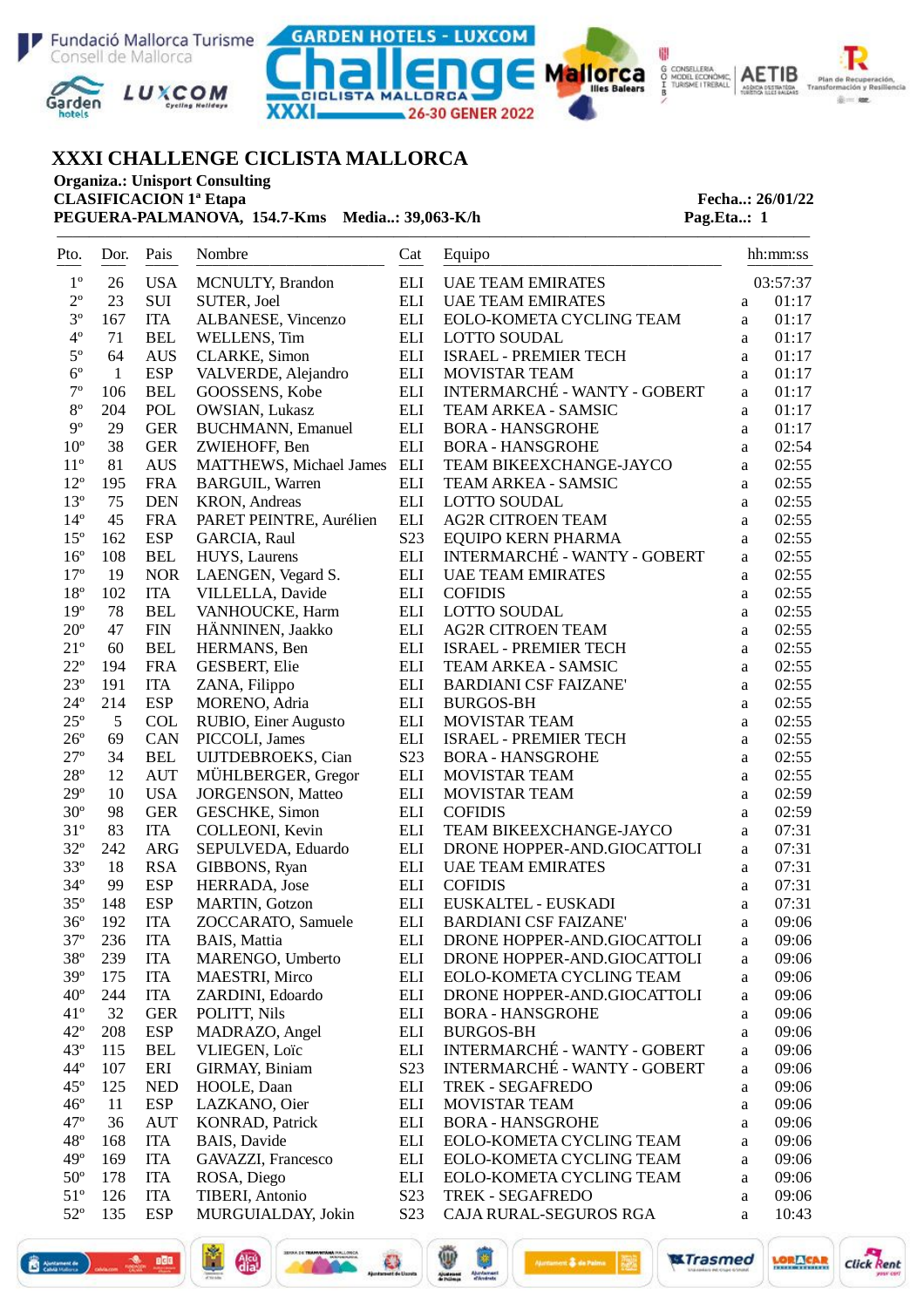# XXXI CHALLENGE CICLISTA MALLORCA

**Organiza.: Unisport Consulting**
**CLASIFICACION 1ª Etapa** — **Fecha..: 26/01/22**
**PEGUERA-PALMANOVA, 154.7-Kms Media..: 39,063-K/h** — **Pag.Eta..: 1**

| Pto. | Dor. | Pais | Nombre | Cat | Equipo | | hh:mm:ss |
|---|---|---|---|---|---|---|---|
| 1º | 26 | USA | MCNULTY, Brandon | ELI | UAE TEAM EMIRATES | | 03:57:37 |
| 2º | 23 | SUI | SUTER, Joel | ELI | UAE TEAM EMIRATES | a | 01:17 |
| 3º | 167 | ITA | ALBANESE, Vincenzo | ELI | EOLO-KOMETA CYCLING TEAM | a | 01:17 |
| 4º | 71 | BEL | WELLENS, Tim | ELI | LOTTO SOUDAL | a | 01:17 |
| 5º | 64 | AUS | CLARKE, Simon | ELI | ISRAEL - PREMIER TECH | a | 01:17 |
| 6º | 1 | ESP | VALVERDE, Alejandro | ELI | MOVISTAR TEAM | a | 01:17 |
| 7º | 106 | BEL | GOOSSENS, Kobe | ELI | INTERMARCHÉ - WANTY - GOBERT | a | 01:17 |
| 8º | 204 | POL | OWSIAN, Lukasz | ELI | TEAM ARKEA - SAMSIC | a | 01:17 |
| 9º | 29 | GER | BUCHMANN, Emanuel | ELI | BORA - HANSGROHE | a | 01:17 |
| 10º | 38 | GER | ZWIEHOFF, Ben | ELI | BORA - HANSGROHE | a | 02:54 |
| 11º | 81 | AUS | MATTHEWS, Michael James | ELI | TEAM BIKEEXCHANGE-JAYCO | a | 02:55 |
| 12º | 195 | FRA | BARGUIL, Warren | ELI | TEAM ARKEA - SAMSIC | a | 02:55 |
| 13º | 75 | DEN | KRON, Andreas | ELI | LOTTO SOUDAL | a | 02:55 |
| 14º | 45 | FRA | PARET PEINTRE, Aurélien | ELI | AG2R CITROEN TEAM | a | 02:55 |
| 15º | 162 | ESP | GARCIA, Raul | S23 | EQUIPO KERN PHARMA | a | 02:55 |
| 16º | 108 | BEL | HUYS, Laurens | ELI | INTERMARCHÉ - WANTY - GOBERT | a | 02:55 |
| 17º | 19 | NOR | LAENGEN, Vegard S. | ELI | UAE TEAM EMIRATES | a | 02:55 |
| 18º | 102 | ITA | VILLELLA, Davide | ELI | COFIDIS | a | 02:55 |
| 19º | 78 | BEL | VANHOUCKE, Harm | ELI | LOTTO SOUDAL | a | 02:55 |
| 20º | 47 | FIN | HÄNNINEN, Jaakko | ELI | AG2R CITROEN TEAM | a | 02:55 |
| 21º | 60 | BEL | HERMANS, Ben | ELI | ISRAEL - PREMIER TECH | a | 02:55 |
| 22º | 194 | FRA | GESBERT, Elie | ELI | TEAM ARKEA - SAMSIC | a | 02:55 |
| 23º | 191 | ITA | ZANA, Filippo | ELI | BARDIANI CSF FAIZANE' | a | 02:55 |
| 24º | 214 | ESP | MORENO, Adria | ELI | BURGOS-BH | a | 02:55 |
| 25º | 5 | COL | RUBIO, Einer Augusto | ELI | MOVISTAR TEAM | a | 02:55 |
| 26º | 69 | CAN | PICCOLI, James | ELI | ISRAEL - PREMIER TECH | a | 02:55 |
| 27º | 34 | BEL | UIJTDEBROEKS, Cian | S23 | BORA - HANSGROHE | a | 02:55 |
| 28º | 12 | AUT | MÜHLBERGER, Gregor | ELI | MOVISTAR TEAM | a | 02:55 |
| 29º | 10 | USA | JORGENSON, Matteo | ELI | MOVISTAR TEAM | a | 02:59 |
| 30º | 98 | GER | GESCHKE, Simon | ELI | COFIDIS | a | 02:59 |
| 31º | 83 | ITA | COLLEONI, Kevin | ELI | TEAM BIKEEXCHANGE-JAYCO | a | 07:31 |
| 32º | 242 | ARG | SEPULVEDA, Eduardo | ELI | DRONE HOPPER-AND.GIOCATTOLI | a | 07:31 |
| 33º | 18 | RSA | GIBBONS, Ryan | ELI | UAE TEAM EMIRATES | a | 07:31 |
| 34º | 99 | ESP | HERRADA, Jose | ELI | COFIDIS | a | 07:31 |
| 35º | 148 | ESP | MARTIN, Gotzon | ELI | EUSKALTEL - EUSKADI | a | 07:31 |
| 36º | 192 | ITA | ZOCCARATO, Samuele | ELI | BARDIANI CSF FAIZANE' | a | 09:06 |
| 37º | 236 | ITA | BAIS, Mattia | ELI | DRONE HOPPER-AND.GIOCATTOLI | a | 09:06 |
| 38º | 239 | ITA | MARENGO, Umberto | ELI | DRONE HOPPER-AND.GIOCATTOLI | a | 09:06 |
| 39º | 175 | ITA | MAESTRI, Mirco | ELI | EOLO-KOMETA CYCLING TEAM | a | 09:06 |
| 40º | 244 | ITA | ZARDINI, Edoardo | ELI | DRONE HOPPER-AND.GIOCATTOLI | a | 09:06 |
| 41º | 32 | GER | POLITT, Nils | ELI | BORA - HANSGROHE | a | 09:06 |
| 42º | 208 | ESP | MADRAZO, Angel | ELI | BURGOS-BH | a | 09:06 |
| 43º | 115 | BEL | VLIEGEN, Loïc | ELI | INTERMARCHÉ - WANTY - GOBERT | a | 09:06 |
| 44º | 107 | ERI | GIRMAY, Biniam | S23 | INTERMARCHÉ - WANTY - GOBERT | a | 09:06 |
| 45º | 125 | NED | HOOLE, Daan | ELI | TREK - SEGAFREDO | a | 09:06 |
| 46º | 11 | ESP | LAZKANO, Oier | ELI | MOVISTAR TEAM | a | 09:06 |
| 47º | 36 | AUT | KONRAD, Patrick | ELI | BORA - HANSGROHE | a | 09:06 |
| 48º | 168 | ITA | BAIS, Davide | ELI | EOLO-KOMETA CYCLING TEAM | a | 09:06 |
| 49º | 169 | ITA | GAVAZZI, Francesco | ELI | EOLO-KOMETA CYCLING TEAM | a | 09:06 |
| 50º | 178 | ITA | ROSA, Diego | ELI | EOLO-KOMETA CYCLING TEAM | a | 09:06 |
| 51º | 126 | ITA | TIBERI, Antonio | S23 | TREK - SEGAFREDO | a | 09:06 |
| 52º | 135 | ESP | MURGUIALDAY, Jokin | S23 | CAJA RURAL-SEGUROS RGA | a | 10:43 |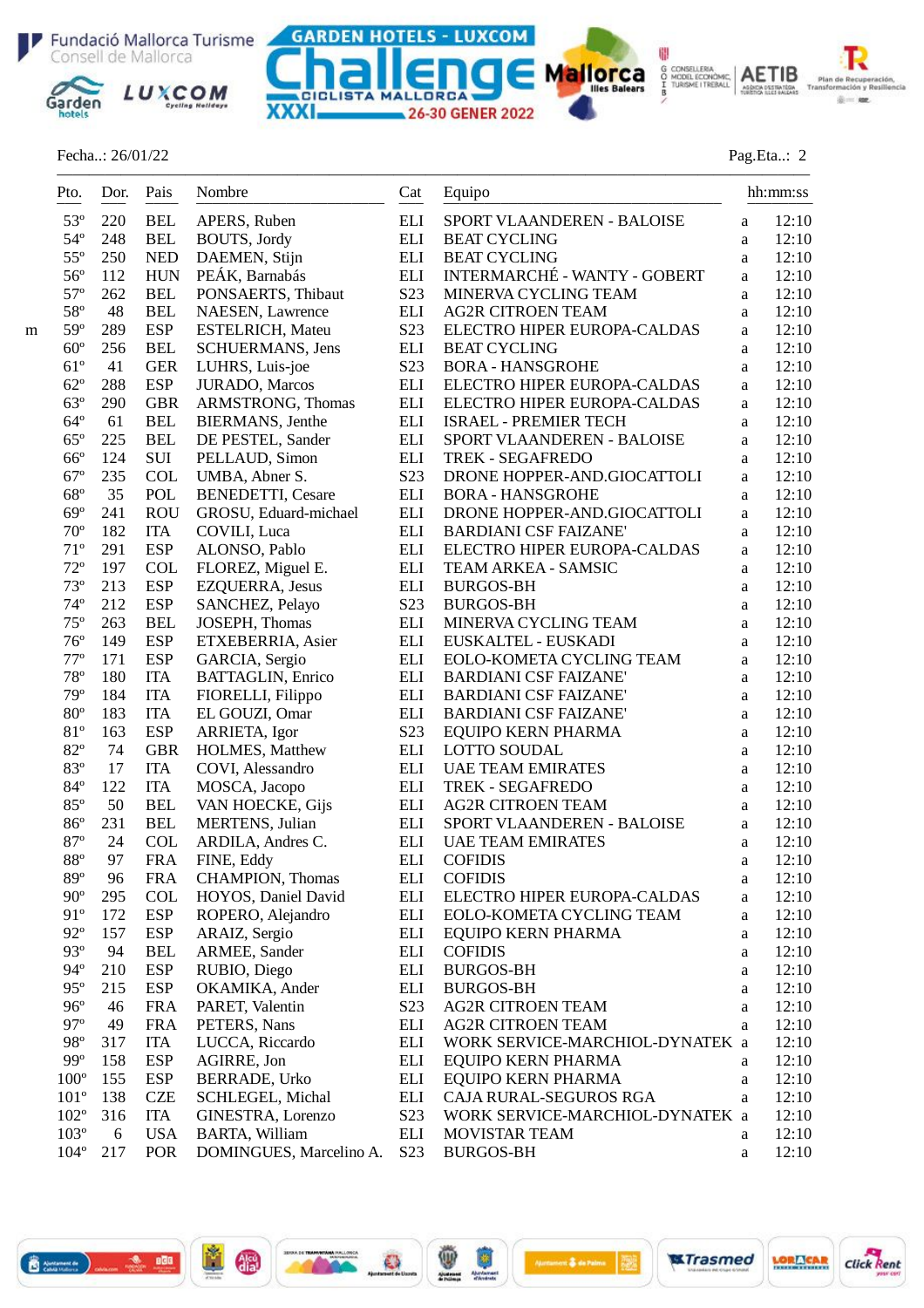Fecha..: 26/01/22

Pag.Eta..: 2

| | Pto. | Dor. | Pais | Nombre | Cat | Equipo | | hh:mm:ss |
|---|---|---|---|---|---|---|---|---|
| | 53º | 220 | BEL | APERS, Ruben | ELI | SPORT VLAANDEREN - BALOISE | a | 12:10 |
| | 54º | 248 | BEL | BOUTS, Jordy | ELI | BEAT CYCLING | a | 12:10 |
| | 55º | 250 | NED | DAEMEN, Stijn | ELI | BEAT CYCLING | a | 12:10 |
| | 56º | 112 | HUN | PEÁK, Barnabás | ELI | INTERMARCHÉ - WANTY - GOBERT | a | 12:10 |
| | 57º | 262 | BEL | PONSAERTS, Thibaut | S23 | MINERVA CYCLING TEAM | a | 12:10 |
| | 58º | 48 | BEL | NAESEN, Lawrence | ELI | AG2R CITROEN TEAM | a | 12:10 |
| m | 59º | 289 | ESP | ESTELRICH, Mateu | S23 | ELECTRO HIPER EUROPA-CALDAS | a | 12:10 |
| | 60º | 256 | BEL | SCHUERMANS, Jens | ELI | BEAT CYCLING | a | 12:10 |
| | 61º | 41 | GER | LUHRS, Luis-joe | S23 | BORA - HANSGROHE | a | 12:10 |
| | 62º | 288 | ESP | JURADO, Marcos | ELI | ELECTRO HIPER EUROPA-CALDAS | a | 12:10 |
| | 63º | 290 | GBR | ARMSTRONG, Thomas | ELI | ELECTRO HIPER EUROPA-CALDAS | a | 12:10 |
| | 64º | 61 | BEL | BIERMANS, Jenthe | ELI | ISRAEL - PREMIER TECH | a | 12:10 |
| | 65º | 225 | BEL | DE PESTEL, Sander | ELI | SPORT VLAANDEREN - BALOISE | a | 12:10 |
| | 66º | 124 | SUI | PELLAUD, Simon | ELI | TREK - SEGAFREDO | a | 12:10 |
| | 67º | 235 | COL | UMBA, Abner S. | S23 | DRONE HOPPER-AND.GIOCATTOLI | a | 12:10 |
| | 68º | 35 | POL | BENEDETTI, Cesare | ELI | BORA - HANSGROHE | a | 12:10 |
| | 69º | 241 | ROU | GROSU, Eduard-michael | ELI | DRONE HOPPER-AND.GIOCATTOLI | a | 12:10 |
| | 70º | 182 | ITA | COVILI, Luca | ELI | BARDIANI CSF FAIZANE' | a | 12:10 |
| | 71º | 291 | ESP | ALONSO, Pablo | ELI | ELECTRO HIPER EUROPA-CALDAS | a | 12:10 |
| | 72º | 197 | COL | FLOREZ, Miguel E. | ELI | TEAM ARKEA - SAMSIC | a | 12:10 |
| | 73º | 213 | ESP | EZQUERRA, Jesus | ELI | BURGOS-BH | a | 12:10 |
| | 74º | 212 | ESP | SANCHEZ, Pelayo | S23 | BURGOS-BH | a | 12:10 |
| | 75º | 263 | BEL | JOSEPH, Thomas | ELI | MINERVA CYCLING TEAM | a | 12:10 |
| | 76º | 149 | ESP | ETXEBERRIA, Asier | ELI | EUSKALTEL - EUSKADI | a | 12:10 |
| | 77º | 171 | ESP | GARCIA, Sergio | ELI | EOLO-KOMETA CYCLING TEAM | a | 12:10 |
| | 78º | 180 | ITA | BATTAGLIN, Enrico | ELI | BARDIANI CSF FAIZANE' | a | 12:10 |
| | 79º | 184 | ITA | FIORELLI, Filippo | ELI | BARDIANI CSF FAIZANE' | a | 12:10 |
| | 80º | 183 | ITA | EL GOUZI, Omar | ELI | BARDIANI CSF FAIZANE' | a | 12:10 |
| | 81º | 163 | ESP | ARRIETA, Igor | S23 | EQUIPO KERN PHARMA | a | 12:10 |
| | 82º | 74 | GBR | HOLMES, Matthew | ELI | LOTTO SOUDAL | a | 12:10 |
| | 83º | 17 | ITA | COVI, Alessandro | ELI | UAE TEAM EMIRATES | a | 12:10 |
| | 84º | 122 | ITA | MOSCA, Jacopo | ELI | TREK - SEGAFREDO | a | 12:10 |
| | 85º | 50 | BEL | VAN HOECKE, Gijs | ELI | AG2R CITROEN TEAM | a | 12:10 |
| | 86º | 231 | BEL | MERTENS, Julian | ELI | SPORT VLAANDEREN - BALOISE | a | 12:10 |
| | 87º | 24 | COL | ARDILA, Andres C. | ELI | UAE TEAM EMIRATES | a | 12:10 |
| | 88º | 97 | FRA | FINE, Eddy | ELI | COFIDIS | a | 12:10 |
| | 89º | 96 | FRA | CHAMPION, Thomas | ELI | COFIDIS | a | 12:10 |
| | 90º | 295 | COL | HOYOS, Daniel David | ELI | ELECTRO HIPER EUROPA-CALDAS | a | 12:10 |
| | 91º | 172 | ESP | ROPERO, Alejandro | ELI | EOLO-KOMETA CYCLING TEAM | a | 12:10 |
| | 92º | 157 | ESP | ARAIZ, Sergio | ELI | EQUIPO KERN PHARMA | a | 12:10 |
| | 93º | 94 | BEL | ARMEE, Sander | ELI | COFIDIS | a | 12:10 |
| | 94º | 210 | ESP | RUBIO, Diego | ELI | BURGOS-BH | a | 12:10 |
| | 95º | 215 | ESP | OKAMIKA, Ander | ELI | BURGOS-BH | a | 12:10 |
| | 96º | 46 | FRA | PARET, Valentin | S23 | AG2R CITROEN TEAM | a | 12:10 |
| | 97º | 49 | FRA | PETERS, Nans | ELI | AG2R CITROEN TEAM | a | 12:10 |
| | 98º | 317 | ITA | LUCCA, Riccardo | ELI | WORK SERVICE-MARCHIOL-DYNATEK | a | 12:10 |
| | 99º | 158 | ESP | AGIRRE, Jon | ELI | EQUIPO KERN PHARMA | a | 12:10 |
| | 100º | 155 | ESP | BERRADE, Urko | ELI | EQUIPO KERN PHARMA | a | 12:10 |
| | 101º | 138 | CZE | SCHLEGEL, Michal | ELI | CAJA RURAL-SEGUROS RGA | a | 12:10 |
| | 102º | 316 | ITA | GINESTRA, Lorenzo | S23 | WORK SERVICE-MARCHIOL-DYNATEK | a | 12:10 |
| | 103º | 6 | USA | BARTA, William | ELI | MOVISTAR TEAM | a | 12:10 |
| | 104º | 217 | POR | DOMINGUES, Marcelino A. | S23 | BURGOS-BH | a | 12:10 |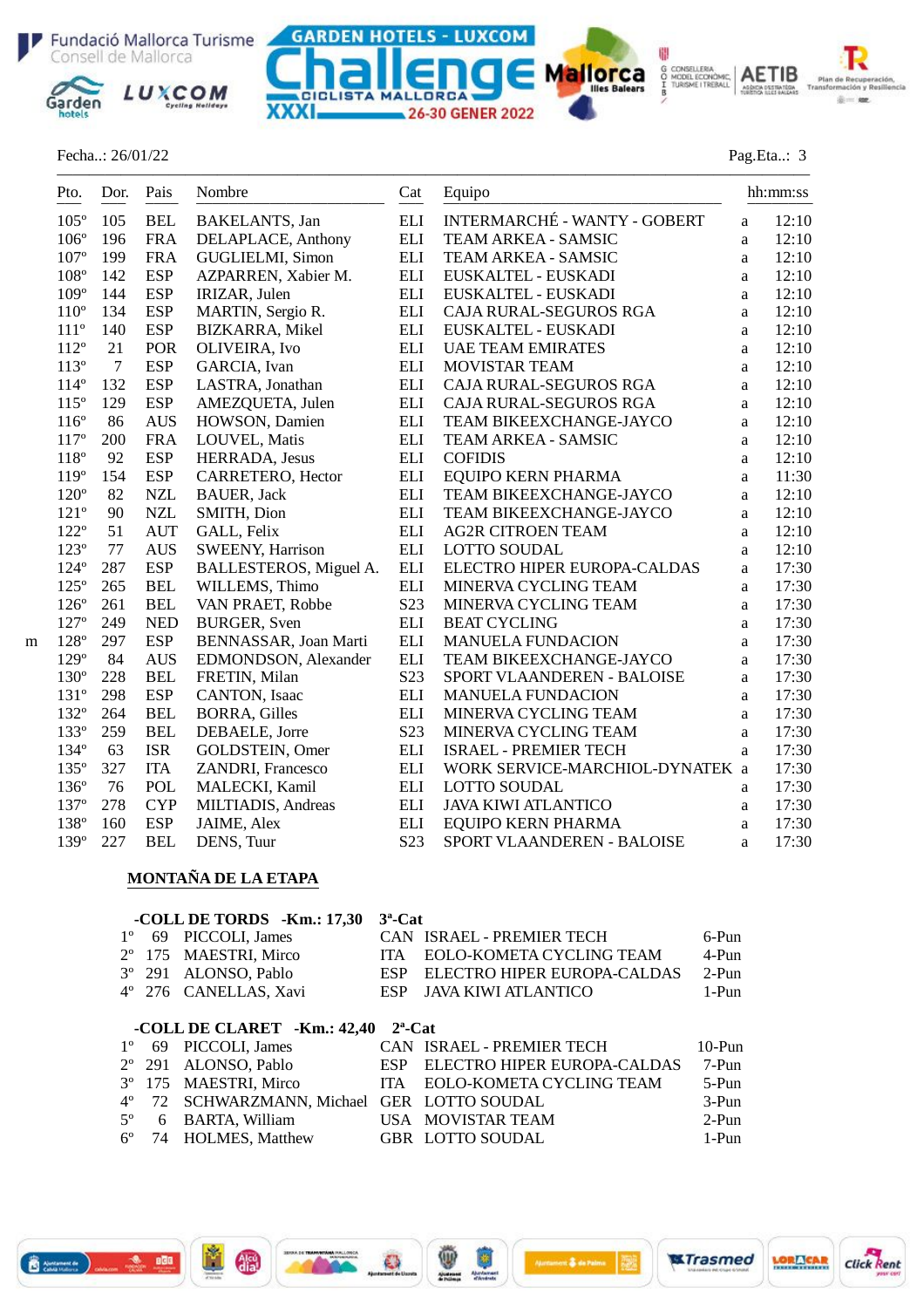Fecha..: 26/01/22 Pag.Eta..: 3

| | Pto. | Dor. | Pais | Nombre | Cat | Equipo | | hh:mm:ss |
|---|---|---|---|---|---|---|---|---|
| | 105º | 105 | BEL | BAKELANTS, Jan | ELI | INTERMARCHÉ - WANTY - GOBERT | a | 12:10 |
| | 106º | 196 | FRA | DELAPLACE, Anthony | ELI | TEAM ARKEA - SAMSIC | a | 12:10 |
| | 107º | 199 | FRA | GUGLIELMI, Simon | ELI | TEAM ARKEA - SAMSIC | a | 12:10 |
| | 108º | 142 | ESP | AZPARREN, Xabier M. | ELI | EUSKALTEL - EUSKADI | a | 12:10 |
| | 109º | 144 | ESP | IRIZAR, Julen | ELI | EUSKALTEL - EUSKADI | a | 12:10 |
| | 110º | 134 | ESP | MARTIN, Sergio R. | ELI | CAJA RURAL-SEGUROS RGA | a | 12:10 |
| | 111º | 140 | ESP | BIZKARRA, Mikel | ELI | EUSKALTEL - EUSKADI | a | 12:10 |
| | 112º | 21 | POR | OLIVEIRA, Ivo | ELI | UAE TEAM EMIRATES | a | 12:10 |
| | 113º | 7 | ESP | GARCIA, Ivan | ELI | MOVISTAR TEAM | a | 12:10 |
| | 114º | 132 | ESP | LASTRA, Jonathan | ELI | CAJA RURAL-SEGUROS RGA | a | 12:10 |
| | 115º | 129 | ESP | AMEZQUETA, Julen | ELI | CAJA RURAL-SEGUROS RGA | a | 12:10 |
| | 116º | 86 | AUS | HOWSON, Damien | ELI | TEAM BIKEEXCHANGE-JAYCO | a | 12:10 |
| | 117º | 200 | FRA | LOUVEL, Matis | ELI | TEAM ARKEA - SAMSIC | a | 12:10 |
| | 118º | 92 | ESP | HERRADA, Jesus | ELI | COFIDIS | a | 12:10 |
| | 119º | 154 | ESP | CARRETERO, Hector | ELI | EQUIPO KERN PHARMA | a | 11:30 |
| | 120º | 82 | NZL | BAUER, Jack | ELI | TEAM BIKEEXCHANGE-JAYCO | a | 12:10 |
| | 121º | 90 | NZL | SMITH, Dion | ELI | TEAM BIKEEXCHANGE-JAYCO | a | 12:10 |
| | 122º | 51 | AUT | GALL, Felix | ELI | AG2R CITROEN TEAM | a | 12:10 |
| | 123º | 77 | AUS | SWEENY, Harrison | ELI | LOTTO SOUDAL | a | 12:10 |
| | 124º | 287 | ESP | BALLESTEROS, Miguel A. | ELI | ELECTRO HIPER EUROPA-CALDAS | a | 17:30 |
| | 125º | 265 | BEL | WILLEMS, Thimo | ELI | MINERVA CYCLING TEAM | a | 17:30 |
| | 126º | 261 | BEL | VAN PRAET, Robbe | S23 | MINERVA CYCLING TEAM | a | 17:30 |
| | 127º | 249 | NED | BURGER, Sven | ELI | BEAT CYCLING | a | 17:30 |
| m | 128º | 297 | ESP | BENNASSAR, Joan Marti | ELI | MANUELA FUNDACION | a | 17:30 |
| | 129º | 84 | AUS | EDMONDSON, Alexander | ELI | TEAM BIKEEXCHANGE-JAYCO | a | 17:30 |
| | 130º | 228 | BEL | FRETIN, Milan | S23 | SPORT VLAANDEREN - BALOISE | a | 17:30 |
| | 131º | 298 | ESP | CANTON, Isaac | ELI | MANUELA FUNDACION | a | 17:30 |
| | 132º | 264 | BEL | BORRA, Gilles | ELI | MINERVA CYCLING TEAM | a | 17:30 |
| | 133º | 259 | BEL | DEBAELE, Jorre | S23 | MINERVA CYCLING TEAM | a | 17:30 |
| | 134º | 63 | ISR | GOLDSTEIN, Omer | ELI | ISRAEL - PREMIER TECH | a | 17:30 |
| | 135º | 327 | ITA | ZANDRI, Francesco | ELI | WORK SERVICE-MARCHIOL-DYNATEK | a | 17:30 |
| | 136º | 76 | POL | MALECKI, Kamil | ELI | LOTTO SOUDAL | a | 17:30 |
| | 137º | 278 | CYP | MILTIADIS, Andreas | ELI | JAVA KIWI ATLANTICO | a | 17:30 |
| | 138º | 160 | ESP | JAIME, Alex | ELI | EQUIPO KERN PHARMA | a | 17:30 |
| | 139º | 227 | BEL | DENS, Tuur | S23 | SPORT VLAANDEREN - BALOISE | a | 17:30 |

## MONTAÑA DE LA ETAPA

**-COLL DE TORDS -Km.: 17,30 3ª-Cat**

| | | | | | |
|---|---|---|---|---|---|
| 1º | 69 | PICCOLI, James | CAN | ISRAEL - PREMIER TECH | 6-Pun |
| 2º | 175 | MAESTRI, Mirco | ITA | EOLO-KOMETA CYCLING TEAM | 4-Pun |
| 3º | 291 | ALONSO, Pablo | ESP | ELECTRO HIPER EUROPA-CALDAS | 2-Pun |
| 4º | 276 | CANELLAS, Xavi | ESP | JAVA KIWI ATLANTICO | 1-Pun |

**-COLL DE CLARET -Km.: 42,40 2ª-Cat**

| | | | | | |
|---|---|---|---|---|---|
| 1º | 69 | PICCOLI, James | CAN | ISRAEL - PREMIER TECH | 10-Pun |
| 2º | 291 | ALONSO, Pablo | ESP | ELECTRO HIPER EUROPA-CALDAS | 7-Pun |
| 3º | 175 | MAESTRI, Mirco | ITA | EOLO-KOMETA CYCLING TEAM | 5-Pun |
| 4º | 72 | SCHWARZMANN, Michael | GER | LOTTO SOUDAL | 3-Pun |
| 5º | 6 | BARTA, William | USA | MOVISTAR TEAM | 2-Pun |
| 6º | 74 | HOLMES, Matthew | GBR | LOTTO SOUDAL | 1-Pun |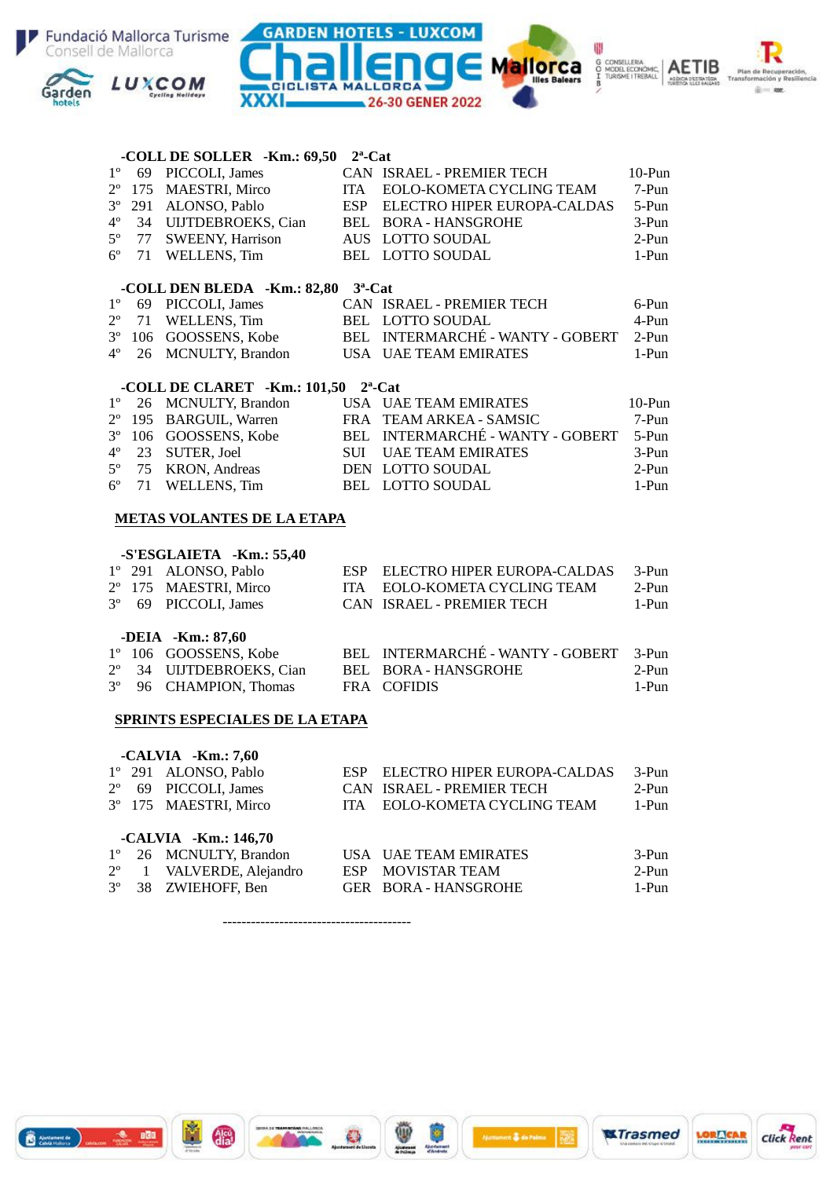**-COLL DE SOLLER -Km.: 69,50 2ª-Cat**

| | | | | | |
|---|---|---|---|---|---|
| 1º | 69 | PICCOLI, James | CAN | ISRAEL - PREMIER TECH | 10-Pun |
| 2º | 175 | MAESTRI, Mirco | ITA | EOLO-KOMETA CYCLING TEAM | 7-Pun |
| 3º | 291 | ALONSO, Pablo | ESP | ELECTRO HIPER EUROPA-CALDAS | 5-Pun |
| 4º | 34 | UIJTDEBROEKS, Cian | BEL | BORA - HANSGROHE | 3-Pun |
| 5º | 77 | SWEENY, Harrison | AUS | LOTTO SOUDAL | 2-Pun |
| 6º | 71 | WELLENS, Tim | BEL | LOTTO SOUDAL | 1-Pun |

**-COLL DEN BLEDA -Km.: 82,80 3ª-Cat**

| | | | | | |
|---|---|---|---|---|---|
| 1º | 69 | PICCOLI, James | CAN | ISRAEL - PREMIER TECH | 6-Pun |
| 2º | 71 | WELLENS, Tim | BEL | LOTTO SOUDAL | 4-Pun |
| 3º | 106 | GOOSSENS, Kobe | BEL | INTERMARCHÉ - WANTY - GOBERT | 2-Pun |
| 4º | 26 | MCNULTY, Brandon | USA | UAE TEAM EMIRATES | 1-Pun |

**-COLL DE CLARET -Km.: 101,50 2ª-Cat**

| | | | | | |
|---|---|---|---|---|---|
| 1º | 26 | MCNULTY, Brandon | USA | UAE TEAM EMIRATES | 10-Pun |
| 2º | 195 | BARGUIL, Warren | FRA | TEAM ARKEA - SAMSIC | 7-Pun |
| 3º | 106 | GOOSSENS, Kobe | BEL | INTERMARCHÉ - WANTY - GOBERT | 5-Pun |
| 4º | 23 | SUTER, Joel | SUI | UAE TEAM EMIRATES | 3-Pun |
| 5º | 75 | KRON, Andreas | DEN | LOTTO SOUDAL | 2-Pun |
| 6º | 71 | WELLENS, Tim | BEL | LOTTO SOUDAL | 1-Pun |

## METAS VOLANTES DE LA ETAPA

**-S'ESGLAIETA -Km.: 55,40**

| | | | | | |
|---|---|---|---|---|---|
| 1º | 291 | ALONSO, Pablo | ESP | ELECTRO HIPER EUROPA-CALDAS | 3-Pun |
| 2º | 175 | MAESTRI, Mirco | ITA | EOLO-KOMETA CYCLING TEAM | 2-Pun |
| 3º | 69 | PICCOLI, James | CAN | ISRAEL - PREMIER TECH | 1-Pun |

**-DEIA -Km.: 87,60**

| | | | | | |
|---|---|---|---|---|---|
| 1º | 106 | GOOSSENS, Kobe | BEL | INTERMARCHÉ - WANTY - GOBERT | 3-Pun |
| 2º | 34 | UIJTDEBROEKS, Cian | BEL | BORA - HANSGROHE | 2-Pun |
| 3º | 96 | CHAMPION, Thomas | FRA | COFIDIS | 1-Pun |

## SPRINTS ESPECIALES DE LA ETAPA

**-CALVIA -Km.: 7,60**

| | | | | | |
|---|---|---|---|---|---|
| 1º | 291 | ALONSO, Pablo | ESP | ELECTRO HIPER EUROPA-CALDAS | 3-Pun |
| 2º | 69 | PICCOLI, James | CAN | ISRAEL - PREMIER TECH | 2-Pun |
| 3º | 175 | MAESTRI, Mirco | ITA | EOLO-KOMETA CYCLING TEAM | 1-Pun |

**-CALVIA -Km.: 146,70**

| | | | | | |
|---|---|---|---|---|---|
| 1º | 26 | MCNULTY, Brandon | USA | UAE TEAM EMIRATES | 3-Pun |
| 2º | 1 | VALVERDE, Alejandro | ESP | MOVISTAR TEAM | 2-Pun |
| 3º | 38 | ZWIEHOFF, Ben | GER | BORA - HANSGROHE | 1-Pun |

----------------------------------------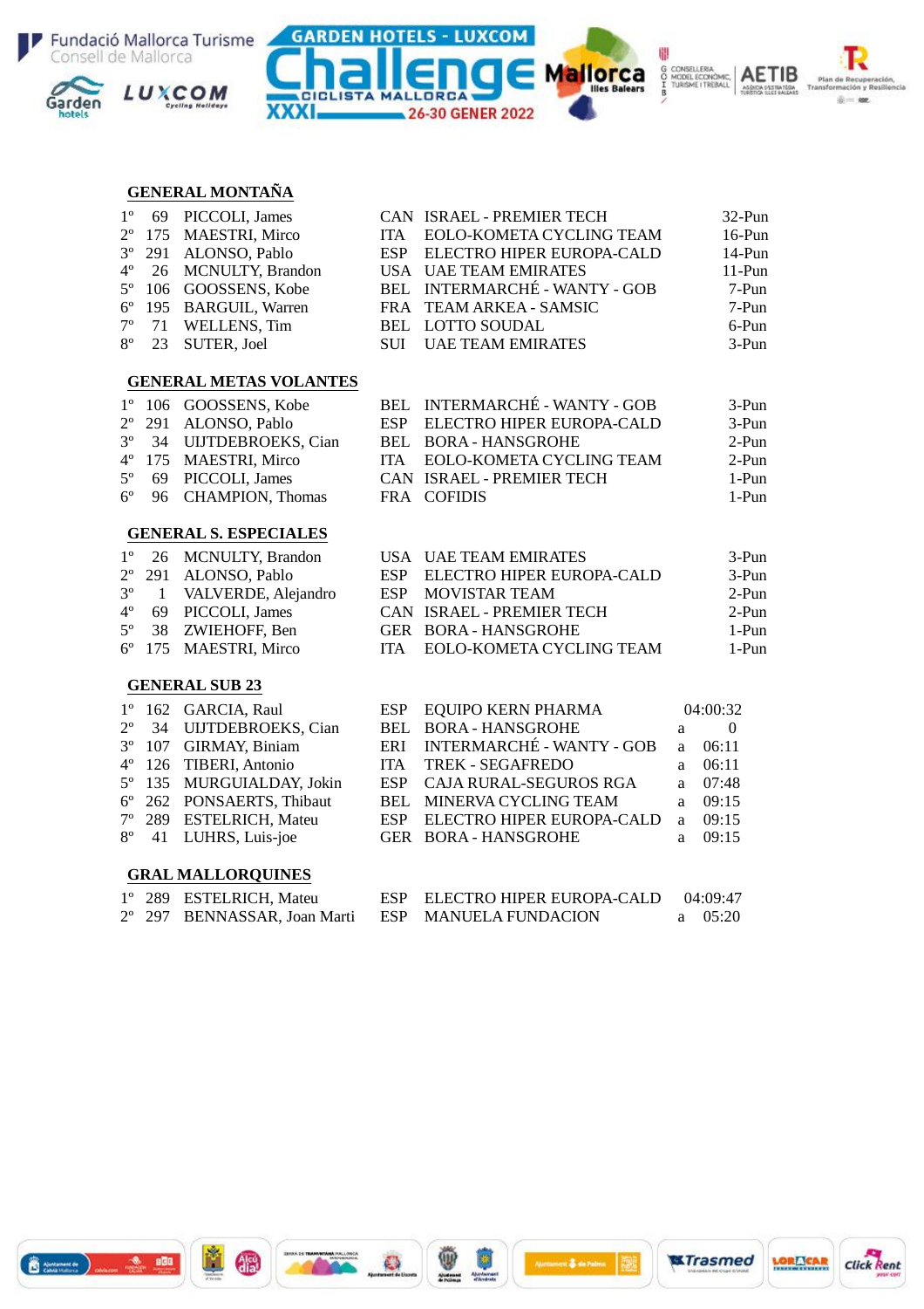## GENERAL MONTAÑA

| Pos | Dorsal | Nombre | País | Equipo | Puntos |
|---|---|---|---|---|---|
| 1º | 69 | PICCOLI, James | CAN | ISRAEL - PREMIER TECH | 32-Pun |
| 2º | 175 | MAESTRI, Mirco | ITA | EOLO-KOMETA CYCLING TEAM | 16-Pun |
| 3º | 291 | ALONSO, Pablo | ESP | ELECTRO HIPER EUROPA-CALD | 14-Pun |
| 4º | 26 | MCNULTY, Brandon | USA | UAE TEAM EMIRATES | 11-Pun |
| 5º | 106 | GOOSSENS, Kobe | BEL | INTERMARCHÉ - WANTY - GOB | 7-Pun |
| 6º | 195 | BARGUIL, Warren | FRA | TEAM ARKEA - SAMSIC | 7-Pun |
| 7º | 71 | WELLENS, Tim | BEL | LOTTO SOUDAL | 6-Pun |
| 8º | 23 | SUTER, Joel | SUI | UAE TEAM EMIRATES | 3-Pun |

## GENERAL METAS VOLANTES

| Pos | Dorsal | Nombre | País | Equipo | Puntos |
|---|---|---|---|---|---|
| 1º | 106 | GOOSSENS, Kobe | BEL | INTERMARCHÉ - WANTY - GOB | 3-Pun |
| 2º | 291 | ALONSO, Pablo | ESP | ELECTRO HIPER EUROPA-CALD | 3-Pun |
| 3º | 34 | UIJTDEBROEKS, Cian | BEL | BORA - HANSGROHE | 2-Pun |
| 4º | 175 | MAESTRI, Mirco | ITA | EOLO-KOMETA CYCLING TEAM | 2-Pun |
| 5º | 69 | PICCOLI, James | CAN | ISRAEL - PREMIER TECH | 1-Pun |
| 6º | 96 | CHAMPION, Thomas | FRA | COFIDIS | 1-Pun |

## GENERAL S. ESPECIALES

| Pos | Dorsal | Nombre | País | Equipo | Puntos |
|---|---|---|---|---|---|
| 1º | 26 | MCNULTY, Brandon | USA | UAE TEAM EMIRATES | 3-Pun |
| 2º | 291 | ALONSO, Pablo | ESP | ELECTRO HIPER EUROPA-CALD | 3-Pun |
| 3º | 1 | VALVERDE, Alejandro | ESP | MOVISTAR TEAM | 2-Pun |
| 4º | 69 | PICCOLI, James | CAN | ISRAEL - PREMIER TECH | 2-Pun |
| 5º | 38 | ZWIEHOFF, Ben | GER | BORA - HANSGROHE | 1-Pun |
| 6º | 175 | MAESTRI, Mirco | ITA | EOLO-KOMETA CYCLING TEAM | 1-Pun |

## GENERAL SUB 23

| Pos | Dorsal | Nombre | País | Equipo | Tiempo |
|---|---|---|---|---|---|
| 1º | 162 | GARCIA, Raul | ESP | EQUIPO KERN PHARMA | 04:00:32 |
| 2º | 34 | UIJTDEBROEKS, Cian | BEL | BORA - HANSGROHE | a 0 |
| 3º | 107 | GIRMAY, Biniam | ERI | INTERMARCHÉ - WANTY - GOB | a 06:11 |
| 4º | 126 | TIBERI, Antonio | ITA | TREK - SEGAFREDO | a 06:11 |
| 5º | 135 | MURGUIALDAY, Jokin | ESP | CAJA RURAL-SEGUROS RGA | a 07:48 |
| 6º | 262 | PONSAERTS, Thibaut | BEL | MINERVA CYCLING TEAM | a 09:15 |
| 7º | 289 | ESTELRICH, Mateu | ESP | ELECTRO HIPER EUROPA-CALD | a 09:15 |
| 8º | 41 | LUHRS, Luis-joe | GER | BORA - HANSGROHE | a 09:15 |

## GRAL MALLORQUINES

| Pos | Dorsal | Nombre | País | Equipo | Tiempo |
|---|---|---|---|---|---|
| 1º | 289 | ESTELRICH, Mateu | ESP | ELECTRO HIPER EUROPA-CALD | 04:09:47 |
| 2º | 297 | BENNASSAR, Joan Marti | ESP | MANUELA FUNDACION | a 05:20 |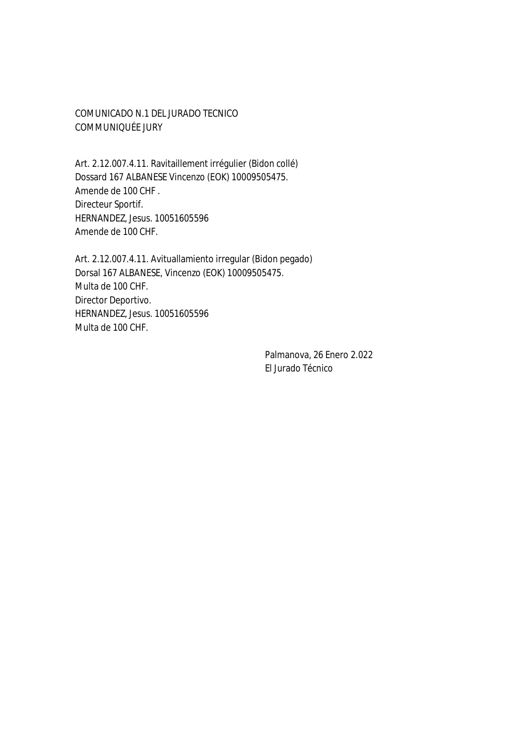COMUNICADO N.1 DEL JURADO TECNICO
COMMUNIQUÉE JURY

Art. 2.12.007.4.11. Ravitaillement irrégulier (Bidon collé)
Dossard 167 ALBANESE Vincenzo (EOK) 10009505475.
Amende de 100 CHF .
Directeur Sportif.
HERNANDEZ, Jesus. 10051605596
Amende de 100 CHF.

Art. 2.12.007.4.11. Avituallamiento irregular (Bidon pegado)
Dorsal 167 ALBANESE, Vincenzo (EOK) 10009505475.
Multa de 100 CHF.
Director Deportivo.
HERNANDEZ, Jesus. 10051605596
Multa de 100 CHF.

Palmanova, 26 Enero 2.022
El Jurado Técnico